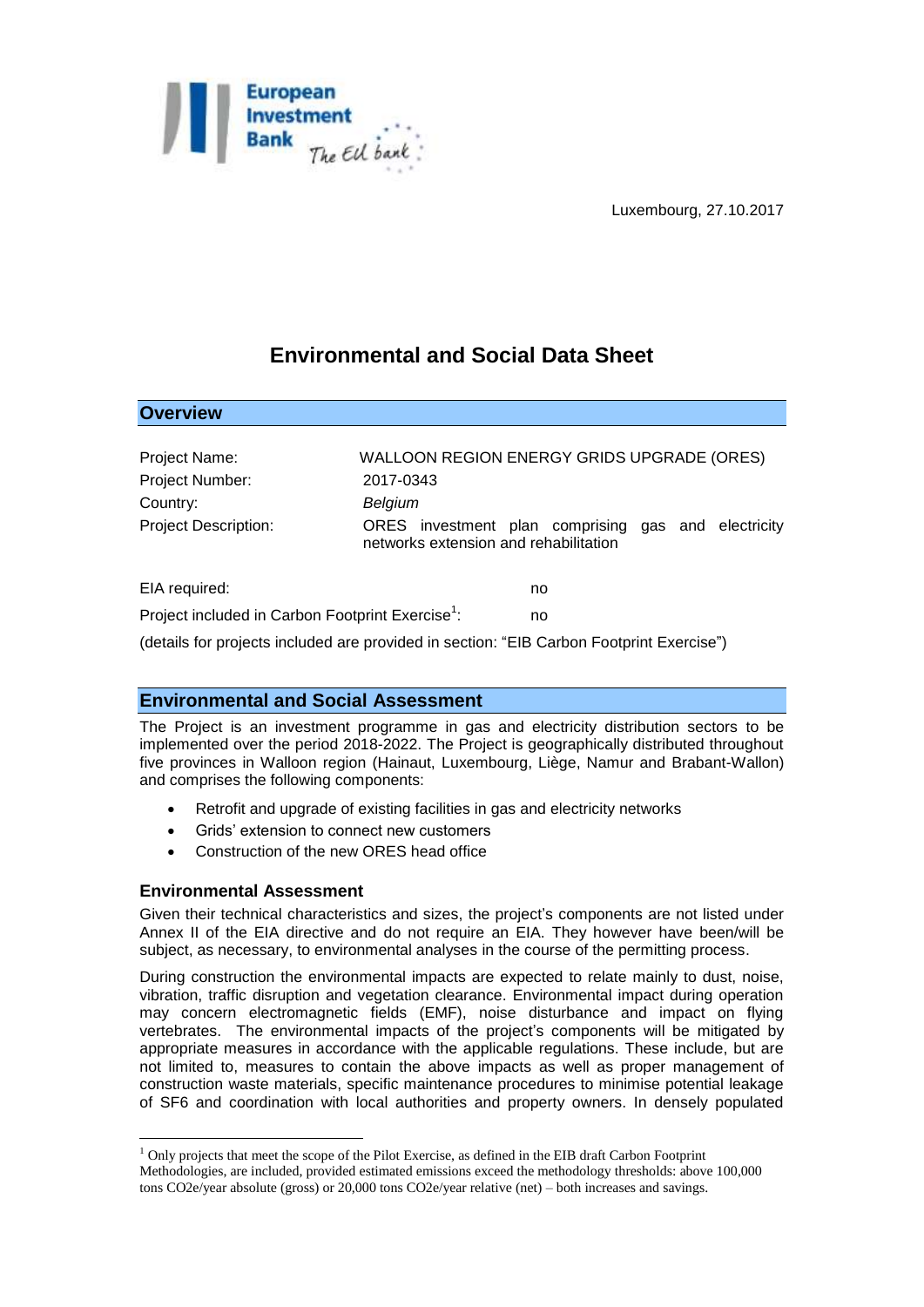Luxembourg, 27.10.2017

# Environmental and Social Data Sheet

## Overview

| | |
|---|---|
| Project Name: | WALLOON REGION ENERGY GRIDS UPGRADE (ORES) |
| Project Number: | 2017-0343 |
| Country: | *Belgium* |
| Project Description: | ORES investment plan comprising gas and electricity networks extension and rehabilitation |

| | |
|---|---|
| EIA required: | no |
| Project included in Carbon Footprint Exercise[1]: | no |

(details for projects included are provided in section: "EIB Carbon Footprint Exercise")

## Environmental and Social Assessment

The Project is an investment programme in gas and electricity distribution sectors to be implemented over the period 2018-2022. The Project is geographically distributed throughout five provinces in Walloon region (Hainaut, Luxembourg, Liège, Namur and Brabant-Wallon) and comprises the following components:

- Retrofit and upgrade of existing facilities in gas and electricity networks
- Grids' extension to connect new customers
- Construction of the new ORES head office

### Environmental Assessment

Given their technical characteristics and sizes, the project's components are not listed under Annex II of the EIA directive and do not require an EIA. They however have been/will be subject, as necessary, to environmental analyses in the course of the permitting process.

During construction the environmental impacts are expected to relate mainly to dust, noise, vibration, traffic disruption and vegetation clearance. Environmental impact during operation may concern electromagnetic fields (EMF), noise disturbance and impact on flying vertebrates. The environmental impacts of the project's components will be mitigated by appropriate measures in accordance with the applicable regulations. These include, but are not limited to, measures to contain the above impacts as well as proper management of construction waste materials, specific maintenance procedures to minimise potential leakage of $SF_6$ and coordination with local authorities and property owners. In densely populated

[1] Only projects that meet the scope of the Pilot Exercise, as defined in the EIB draft Carbon Footprint Methodologies, are included, provided estimated emissions exceed the methodology thresholds: above 100,000 tons CO2e/year absolute (gross) or 20,000 tons CO2e/year relative (net) – both increases and savings.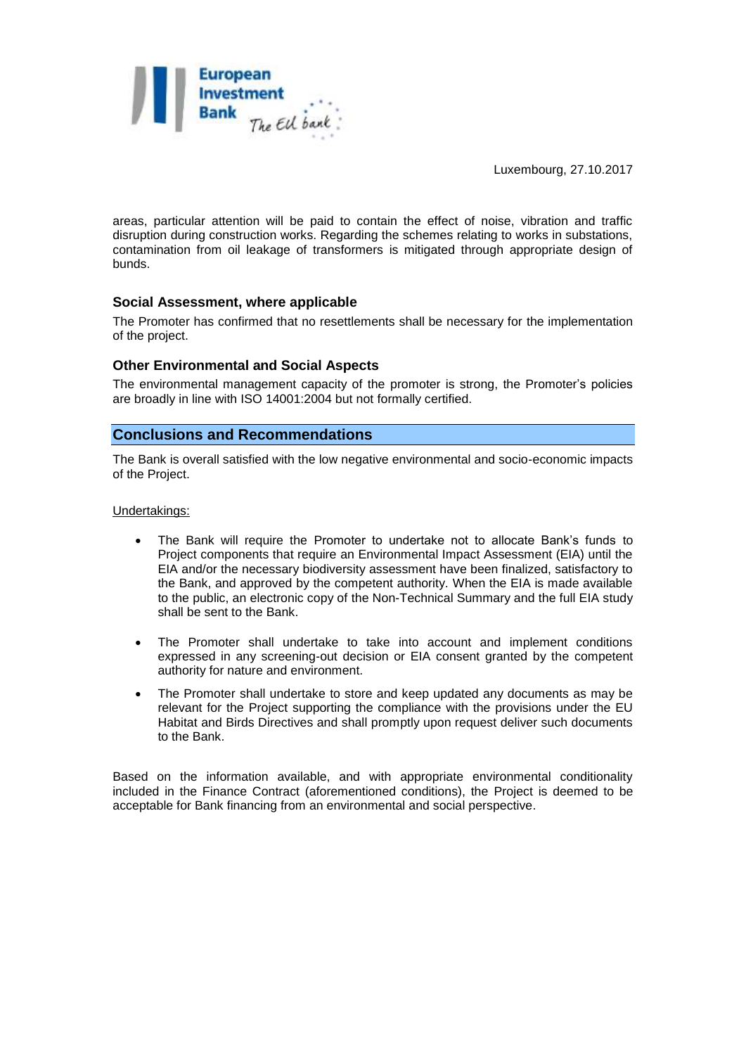Luxembourg, 27.10.2017

areas, particular attention will be paid to contain the effect of noise, vibration and traffic disruption during construction works. Regarding the schemes relating to works in substations, contamination from oil leakage of transformers is mitigated through appropriate design of bunds.

### Social Assessment, where applicable

The Promoter has confirmed that no resettlements shall be necessary for the implementation of the project.

### Other Environmental and Social Aspects

The environmental management capacity of the promoter is strong, the Promoter's policies are broadly in line with ISO 14001:2004 but not formally certified.

## Conclusions and Recommendations

The Bank is overall satisfied with the low negative environmental and socio-economic impacts of the Project.

Undertakings:

- The Bank will require the Promoter to undertake not to allocate Bank's funds to Project components that require an Environmental Impact Assessment (EIA) until the EIA and/or the necessary biodiversity assessment have been finalized, satisfactory to the Bank, and approved by the competent authority. When the EIA is made available to the public, an electronic copy of the Non-Technical Summary and the full EIA study shall be sent to the Bank.

- The Promoter shall undertake to take into account and implement conditions expressed in any screening-out decision or EIA consent granted by the competent authority for nature and environment.

- The Promoter shall undertake to store and keep updated any documents as may be relevant for the Project supporting the compliance with the provisions under the EU Habitat and Birds Directives and shall promptly upon request deliver such documents to the Bank.

Based on the information available, and with appropriate environmental conditionality included in the Finance Contract (aforementioned conditions), the Project is deemed to be acceptable for Bank financing from an environmental and social perspective.